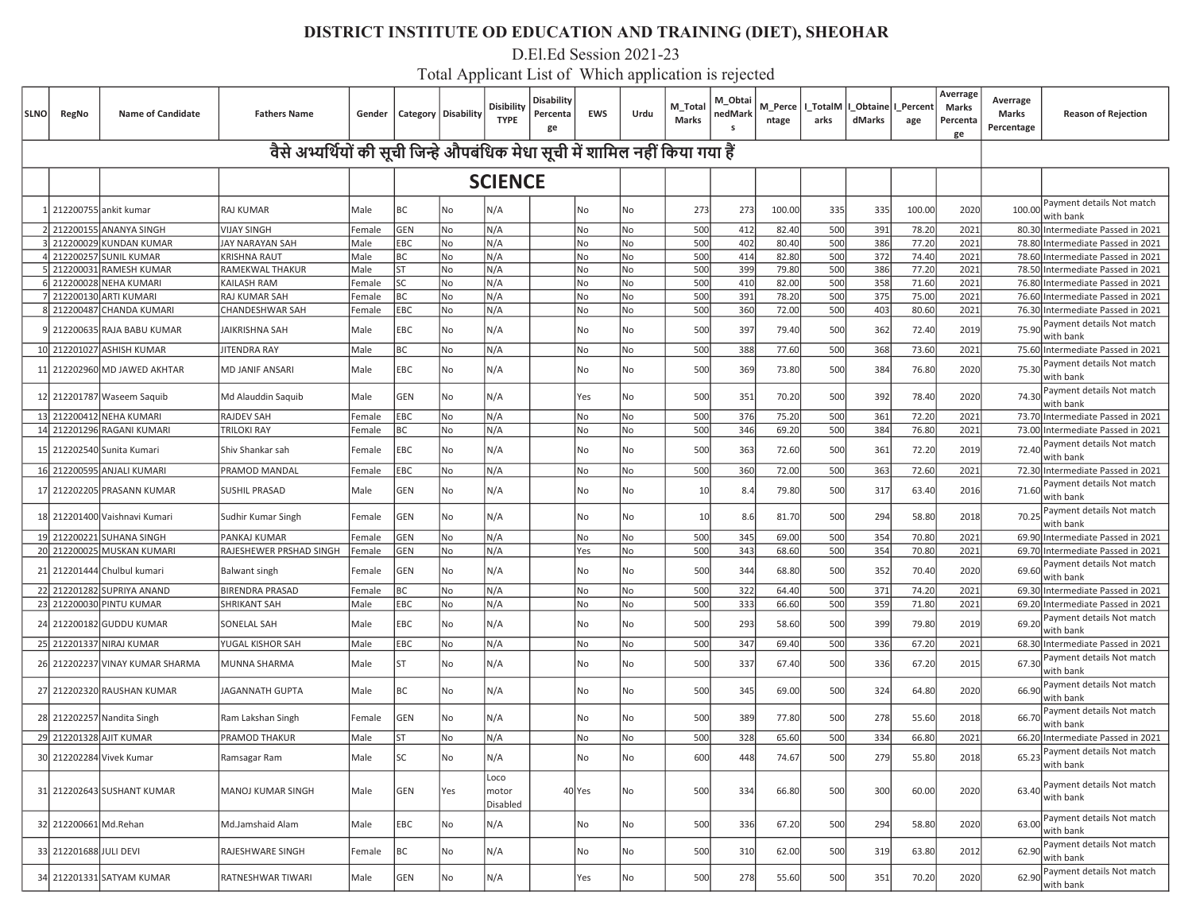# DISTRICT INSTITUTE OD EDUCATION AND TRAINING (DIET), SHEOHAR

D.El.Ed Session 2021-23

Total Applicant List of Which application is rejected

| SLNO | RegNo | Name of Candidate | Fathers Name | Gender | Category | Disability | Disibility TYPE | Disability Percentage | EWS | Urdu | M_Total Marks | M_ObtainedMarks | M_Percentage | I_TotalMarks | I_ObtainedMarks | I_Percentage | Averrage Marks Percentage | Averrage Marks Percentage | Reason of Rejection |
|---|---|---|---|---|---|---|---|---|---|---|---|---|---|---|---|---|---|---|---|
| वैसे अभ्यर्थियों की सूची जिन्हे औपबंधिक मेधा सूची में शामिल नहीं किया गया हैं | | | | | | | | | | | | | | | | | | | |
| | | | | | | | SCIENCE | | | | | | | | | | | | |
| 1 | 212200755 | ankit kumar | RAJ KUMAR | Male | BC | No | N/A | | No | No | 273 | 273 | 100.00 | 335 | 335 | 100.00 | 2020 | 100.00 | Payment details Not match with bank |
| 2 | 212200155 | ANANYA SINGH | VIJAY SINGH | Female | GEN | No | N/A | | No | No | 500 | 412 | 82.40 | 500 | 391 | 78.20 | 2021 | 80.30 | Intermediate Passed in 2021 |
| 3 | 212200029 | KUNDAN KUMAR | JAY NARAYAN SAH | Male | EBC | No | N/A | | No | No | 500 | 402 | 80.40 | 500 | 386 | 77.20 | 2021 | 78.80 | Intermediate Passed in 2021 |
| 4 | 212200257 | SUNIL KUMAR | KRISHNA RAUT | Male | BC | No | N/A | | No | No | 500 | 414 | 82.80 | 500 | 372 | 74.40 | 2021 | 78.60 | Intermediate Passed in 2021 |
| 5 | 212200031 | RAMESH KUMAR | RAMEKWAL THAKUR | Male | ST | No | N/A | | No | No | 500 | 399 | 79.80 | 500 | 386 | 77.20 | 2021 | 78.50 | Intermediate Passed in 2021 |
| 6 | 212200028 | NEHA KUMARI | KAILASH RAM | Female | SC | No | N/A | | No | No | 500 | 410 | 82.00 | 500 | 358 | 71.60 | 2021 | 76.80 | Intermediate Passed in 2021 |
| 7 | 212200130 | ARTI KUMARI | RAJ KUMAR SAH | Female | BC | No | N/A | | No | No | 500 | 391 | 78.20 | 500 | 375 | 75.00 | 2021 | 76.60 | Intermediate Passed in 2021 |
| 8 | 212200487 | CHANDA KUMARI | CHANDESHWAR SAH | Female | EBC | No | N/A | | No | No | 500 | 360 | 72.00 | 500 | 403 | 80.60 | 2021 | 76.30 | Intermediate Passed in 2021 |
| 9 | 212200635 | RAJA BABU KUMAR | JAIKRISHNA SAH | Male | EBC | No | N/A | | No | No | 500 | 397 | 79.40 | 500 | 362 | 72.40 | 2019 | 75.90 | Payment details Not match with bank |
| 10 | 212201027 | ASHISH KUMAR | JITENDRA RAY | Male | BC | No | N/A | | No | No | 500 | 388 | 77.60 | 500 | 368 | 73.60 | 2021 | 75.60 | Intermediate Passed in 2021 |
| 11 | 212202960 | MD JAWED AKHTAR | MD JANIF ANSARI | Male | EBC | No | N/A | | No | No | 500 | 369 | 73.80 | 500 | 384 | 76.80 | 2020 | 75.30 | Payment details Not match with bank |
| 12 | 212201787 | Waseem Saquib | Md Alauddin Saquib | Male | GEN | No | N/A | | Yes | No | 500 | 351 | 70.20 | 500 | 392 | 78.40 | 2020 | 74.30 | Payment details Not match with bank |
| 13 | 212200412 | NEHA KUMARI | RAJDEV SAH | Female | EBC | No | N/A | | No | No | 500 | 376 | 75.20 | 500 | 361 | 72.20 | 2021 | 73.70 | Intermediate Passed in 2021 |
| 14 | 212201296 | RAGANI KUMARI | TRILOKI RAY | Female | BC | No | N/A | | No | No | 500 | 346 | 69.20 | 500 | 384 | 76.80 | 2021 | 73.00 | Intermediate Passed in 2021 |
| 15 | 212202540 | Sunita Kumari | Shiv Shankar sah | Female | EBC | No | N/A | | No | No | 500 | 363 | 72.60 | 500 | 361 | 72.20 | 2019 | 72.40 | Payment details Not match with bank |
| 16 | 212200595 | ANJALI KUMARI | PRAMOD MANDAL | Female | EBC | No | N/A | | No | No | 500 | 360 | 72.00 | 500 | 363 | 72.60 | 2021 | 72.30 | Intermediate Passed in 2021 |
| 17 | 212202205 | PRASANN KUMAR | SUSHIL PRASAD | Male | GEN | No | N/A | | No | No | 10 | 8.4 | 79.80 | 500 | 317 | 63.40 | 2016 | 71.60 | Payment details Not match with bank |
| 18 | 212201400 | Vaishnavi Kumari | Sudhir Kumar Singh | Female | GEN | No | N/A | | No | No | 10 | 8.6 | 81.70 | 500 | 294 | 58.80 | 2018 | 70.25 | Payment details Not match with bank |
| 19 | 212200221 | SUHANA SINGH | PANKAJ KUMAR | Female | GEN | No | N/A | | No | No | 500 | 345 | 69.00 | 500 | 354 | 70.80 | 2021 | 69.90 | Intermediate Passed in 2021 |
| 20 | 212200025 | MUSKAN KUMARI | RAJESHEWER PRSHAD SINGH | Female | GEN | No | N/A | | Yes | No | 500 | 343 | 68.60 | 500 | 354 | 70.80 | 2021 | 69.70 | Intermediate Passed in 2021 |
| 21 | 212201444 | Chulbul kumari | Balwant singh | Female | GEN | No | N/A | | No | No | 500 | 344 | 68.80 | 500 | 352 | 70.40 | 2020 | 69.60 | Payment details Not match with bank |
| 22 | 212201282 | SUPRIYA ANAND | BIRENDRA PRASAD | Female | BC | No | N/A | | No | No | 500 | 322 | 64.40 | 500 | 371 | 74.20 | 2021 | 69.30 | Intermediate Passed in 2021 |
| 23 | 212200030 | PINTU KUMAR | SHRIKANT SAH | Male | EBC | No | N/A | | No | No | 500 | 333 | 66.60 | 500 | 359 | 71.80 | 2021 | 69.20 | Intermediate Passed in 2021 |
| 24 | 212200182 | GUDDU KUMAR | SONELAL SAH | Male | EBC | No | N/A | | No | No | 500 | 293 | 58.60 | 500 | 399 | 79.80 | 2019 | 69.20 | Payment details Not match with bank |
| 25 | 212201337 | NIRAJ KUMAR | YUGAL KISHOR SAH | Male | EBC | No | N/A | | No | No | 500 | 347 | 69.40 | 500 | 336 | 67.20 | 2021 | 68.30 | Intermediate Passed in 2021 |
| 26 | 212202237 | VINAY KUMAR SHARMA | MUNNA SHARMA | Male | ST | No | N/A | | No | No | 500 | 337 | 67.40 | 500 | 336 | 67.20 | 2015 | 67.30 | Payment details Not match with bank |
| 27 | 212202320 | RAUSHAN KUMAR | JAGANNATH GUPTA | Male | BC | No | N/A | | No | No | 500 | 345 | 69.00 | 500 | 324 | 64.80 | 2020 | 66.90 | Payment details Not match with bank |
| 28 | 212202257 | Nandita Singh | Ram Lakshan Singh | Female | GEN | No | N/A | | No | No | 500 | 389 | 77.80 | 500 | 278 | 55.60 | 2018 | 66.70 | Payment details Not match with bank |
| 29 | 212201328 | AJIT KUMAR | PRAMOD THAKUR | Male | ST | No | N/A | | No | No | 500 | 328 | 65.60 | 500 | 334 | 66.80 | 2021 | 66.20 | Intermediate Passed in 2021 |
| 30 | 212202284 | Vivek Kumar | Ramsagar Ram | Male | SC | No | N/A | | No | No | 600 | 448 | 74.67 | 500 | 279 | 55.80 | 2018 | 65.23 | Payment details Not match with bank |
| 31 | 212202643 | SUSHANT KUMAR | MANOJ KUMAR SINGH | Male | GEN | Yes | Loco motor Disabled | 40 | Yes | No | 500 | 334 | 66.80 | 500 | 300 | 60.00 | 2020 | 63.40 | Payment details Not match with bank |
| 32 | 212200661 | Md.Rehan | Md.Jamshaid Alam | Male | EBC | No | N/A | | No | No | 500 | 336 | 67.20 | 500 | 294 | 58.80 | 2020 | 63.00 | Payment details Not match with bank |
| 33 | 212201688 | JULI DEVI | RAJESHWARE SINGH | Female | BC | No | N/A | | No | No | 500 | 310 | 62.00 | 500 | 319 | 63.80 | 2012 | 62.90 | Payment details Not match with bank |
| 34 | 212201331 | SATYAM KUMAR | RATNESHWAR TIWARI | Male | GEN | No | N/A | | Yes | No | 500 | 278 | 55.60 | 500 | 351 | 70.20 | 2020 | 62.90 | Payment details Not match with bank |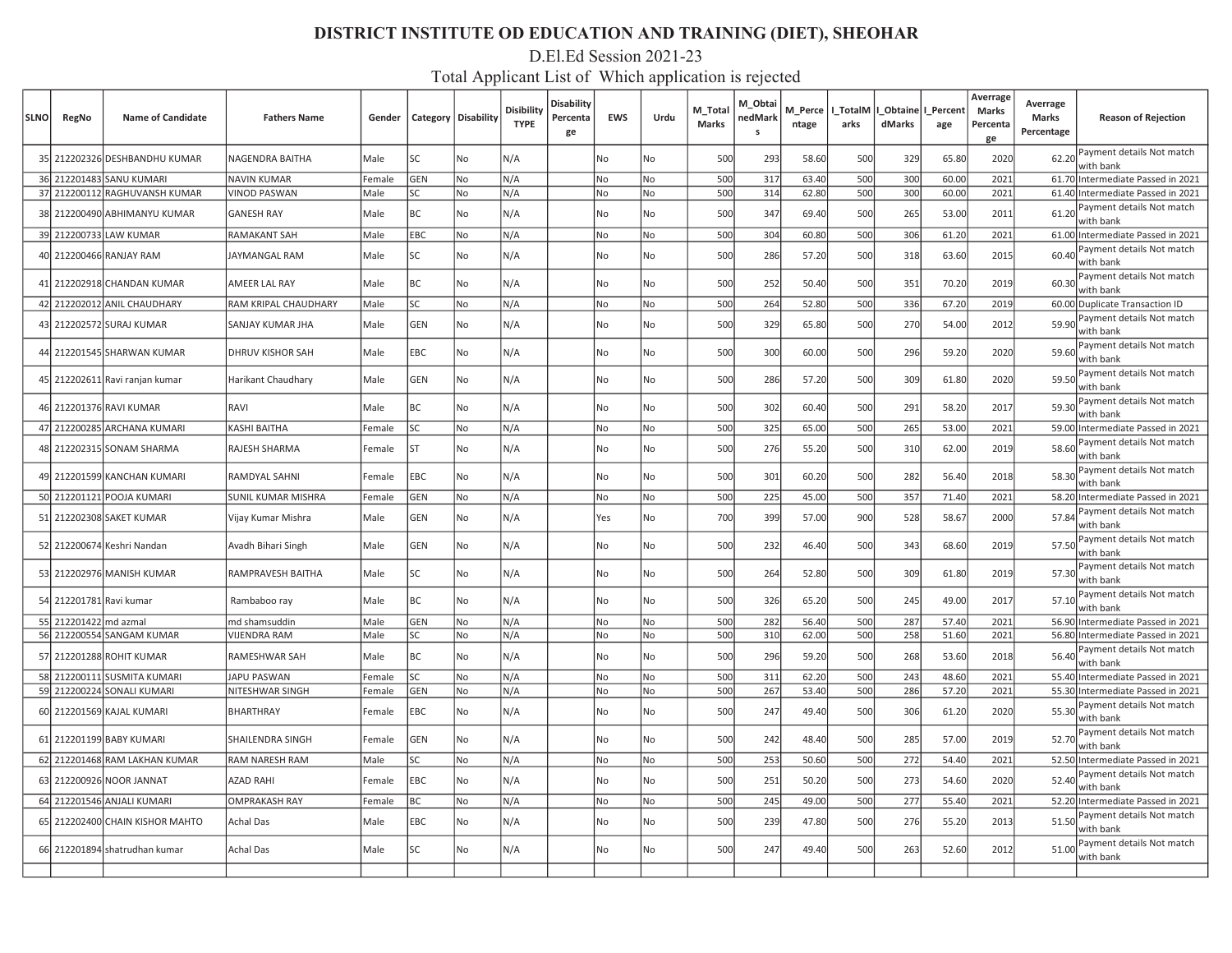# DISTRICT INSTITUTE OD EDUCATION AND TRAINING (DIET), SHEOHAR

D.El.Ed Session 2021-23

Total Applicant List of Which application is rejected

| SLNO | RegNo | Name of Candidate | Fathers Name | Gender | Category | Disability | Disibility TYPE | Disability Percentage | EWS | Urdu | M_Total Marks | M_ObtainedMarks | M_Percentage | I_TotalMarks | I_ObtainedMarks | I_Percentage | Averrage Marks Percentage | Averrage Marks Percentage | Reason of Rejection |
|---|---|---|---|---|---|---|---|---|---|---|---|---|---|---|---|---|---|---|---|
| 35 | 212202326 | DESHBANDHU KUMAR | NAGENDRA BAITHA | Male | SC | No | N/A | | No | No | 500 | 293 | 58.60 | 500 | 329 | 65.80 | 2020 | 62.20 | Payment details Not match with bank |
| 36 | 212201483 | SANU KUMARI | NAVIN KUMAR | Female | GEN | No | N/A | | No | No | 500 | 317 | 63.40 | 500 | 300 | 60.00 | 2021 | 61.70 | Intermediate Passed in 2021 |
| 37 | 212200112 | RAGHUVANSH KUMAR | VINOD PASWAN | Male | SC | No | N/A | | No | No | 500 | 314 | 62.80 | 500 | 300 | 60.00 | 2021 | 61.40 | Intermediate Passed in 2021 |
| 38 | 212200490 | ABHIMANYU KUMAR | GANESH RAY | Male | BC | No | N/A | | No | No | 500 | 347 | 69.40 | 500 | 265 | 53.00 | 2011 | 61.20 | Payment details Not match with bank |
| 39 | 212200733 | LAW KUMAR | RAMAKANT SAH | Male | EBC | No | N/A | | No | No | 500 | 304 | 60.80 | 500 | 306 | 61.20 | 2021 | 61.00 | Intermediate Passed in 2021 |
| 40 | 212200466 | RANJAY RAM | JAYMANGAL RAM | Male | SC | No | N/A | | No | No | 500 | 286 | 57.20 | 500 | 318 | 63.60 | 2015 | 60.40 | Payment details Not match with bank |
| 41 | 212202918 | CHANDAN KUMAR | AMEER LAL RAY | Male | BC | No | N/A | | No | No | 500 | 252 | 50.40 | 500 | 351 | 70.20 | 2019 | 60.30 | Payment details Not match with bank |
| 42 | 212202012 | ANIL CHAUDHARY | RAM KRIPAL CHAUDHARY | Male | SC | No | N/A | | No | No | 500 | 264 | 52.80 | 500 | 336 | 67.20 | 2019 | 60.00 | Duplicate Transaction ID |
| 43 | 212202572 | SURAJ KUMAR | SANJAY KUMAR JHA | Male | GEN | No | N/A | | No | No | 500 | 329 | 65.80 | 500 | 270 | 54.00 | 2012 | 59.90 | Payment details Not match with bank |
| 44 | 212201545 | SHARWAN KUMAR | DHRUV KISHOR SAH | Male | EBC | No | N/A | | No | No | 500 | 300 | 60.00 | 500 | 296 | 59.20 | 2020 | 59.60 | Payment details Not match with bank |
| 45 | 212202611 | Ravi ranjan kumar | Harikant Chaudhary | Male | GEN | No | N/A | | No | No | 500 | 286 | 57.20 | 500 | 309 | 61.80 | 2020 | 59.50 | Payment details Not match with bank |
| 46 | 212201376 | RAVI KUMAR | RAVI | Male | BC | No | N/A | | No | No | 500 | 302 | 60.40 | 500 | 291 | 58.20 | 2017 | 59.30 | Payment details Not match with bank |
| 47 | 212200285 | ARCHANA KUMARI | KASHI BAITHA | Female | SC | No | N/A | | No | No | 500 | 325 | 65.00 | 500 | 265 | 53.00 | 2021 | 59.00 | Intermediate Passed in 2021 |
| 48 | 212202315 | SONAM SHARMA | RAJESH SHARMA | Female | ST | No | N/A | | No | No | 500 | 276 | 55.20 | 500 | 310 | 62.00 | 2019 | 58.60 | Payment details Not match with bank |
| 49 | 212201599 | KANCHAN KUMARI | RAMDYAL SAHNI | Female | EBC | No | N/A | | No | No | 500 | 301 | 60.20 | 500 | 282 | 56.40 | 2018 | 58.30 | Payment details Not match with bank |
| 50 | 212201121 | POOJA KUMARI | SUNIL KUMAR MISHRA | Female | GEN | No | N/A | | No | No | 500 | 225 | 45.00 | 500 | 357 | 71.40 | 2021 | 58.20 | Intermediate Passed in 2021 |
| 51 | 212202308 | SAKET KUMAR | Vijay Kumar Mishra | Male | GEN | No | N/A | | Yes | No | 700 | 399 | 57.00 | 900 | 528 | 58.67 | 2000 | 57.84 | Payment details Not match with bank |
| 52 | 212200674 | Keshri Nandan | Avadh Bihari Singh | Male | GEN | No | N/A | | No | No | 500 | 232 | 46.40 | 500 | 343 | 68.60 | 2019 | 57.50 | Payment details Not match with bank |
| 53 | 212202976 | MANISH KUMAR | RAMPRAVESH BAITHA | Male | SC | No | N/A | | No | No | 500 | 264 | 52.80 | 500 | 309 | 61.80 | 2019 | 57.30 | Payment details Not match with bank |
| 54 | 212201781 | Ravi kumar | Rambaboo ray | Male | BC | No | N/A | | No | No | 500 | 326 | 65.20 | 500 | 245 | 49.00 | 2017 | 57.10 | Payment details Not match with bank |
| 55 | 212201422 | md azmal | md shamsuddin | Male | GEN | No | N/A | | No | No | 500 | 282 | 56.40 | 500 | 287 | 57.40 | 2021 | 56.90 | Intermediate Passed in 2021 |
| 56 | 212200554 | SANGAM KUMAR | VIJENDRA RAM | Male | SC | No | N/A | | No | No | 500 | 310 | 62.00 | 500 | 258 | 51.60 | 2021 | 56.80 | Intermediate Passed in 2021 |
| 57 | 212201288 | ROHIT KUMAR | RAMESHWAR SAH | Male | BC | No | N/A | | No | No | 500 | 296 | 59.20 | 500 | 268 | 53.60 | 2018 | 56.40 | Payment details Not match with bank |
| 58 | 212200111 | SUSMITA KUMARI | JAPU PASWAN | Female | SC | No | N/A | | No | No | 500 | 311 | 62.20 | 500 | 243 | 48.60 | 2021 | 55.40 | Intermediate Passed in 2021 |
| 59 | 212200224 | SONALI KUMARI | NITESHWAR SINGH | Female | GEN | No | N/A | | No | No | 500 | 267 | 53.40 | 500 | 286 | 57.20 | 2021 | 55.30 | Intermediate Passed in 2021 |
| 60 | 212201569 | KAJAL KUMARI | BHARTHRAY | Female | EBC | No | N/A | | No | No | 500 | 247 | 49.40 | 500 | 306 | 61.20 | 2020 | 55.30 | Payment details Not match with bank |
| 61 | 212201199 | BABY KUMARI | SHAILENDRA SINGH | Female | GEN | No | N/A | | No | No | 500 | 242 | 48.40 | 500 | 285 | 57.00 | 2019 | 52.70 | Payment details Not match with bank |
| 62 | 212201468 | RAM LAKHAN KUMAR | RAM NARESH RAM | Male | SC | No | N/A | | No | No | 500 | 253 | 50.60 | 500 | 272 | 54.40 | 2021 | 52.50 | Intermediate Passed in 2021 |
| 63 | 212200926 | NOOR JANNAT | AZAD RAHI | Female | EBC | No | N/A | | No | No | 500 | 251 | 50.20 | 500 | 273 | 54.60 | 2020 | 52.40 | Payment details Not match with bank |
| 64 | 212201546 | ANJALI KUMARI | OMPRAKASH RAY | Female | BC | No | N/A | | No | No | 500 | 245 | 49.00 | 500 | 277 | 55.40 | 2021 | 52.20 | Intermediate Passed in 2021 |
| 65 | 212202400 | CHAIN KISHOR MAHTO | Achal Das | Male | EBC | No | N/A | | No | No | 500 | 239 | 47.80 | 500 | 276 | 55.20 | 2013 | 51.50 | Payment details Not match with bank |
| 66 | 212201894 | shatrudhan kumar | Achal Das | Male | SC | No | N/A | | No | No | 500 | 247 | 49.40 | 500 | 263 | 52.60 | 2012 | 51.00 | Payment details Not match with bank |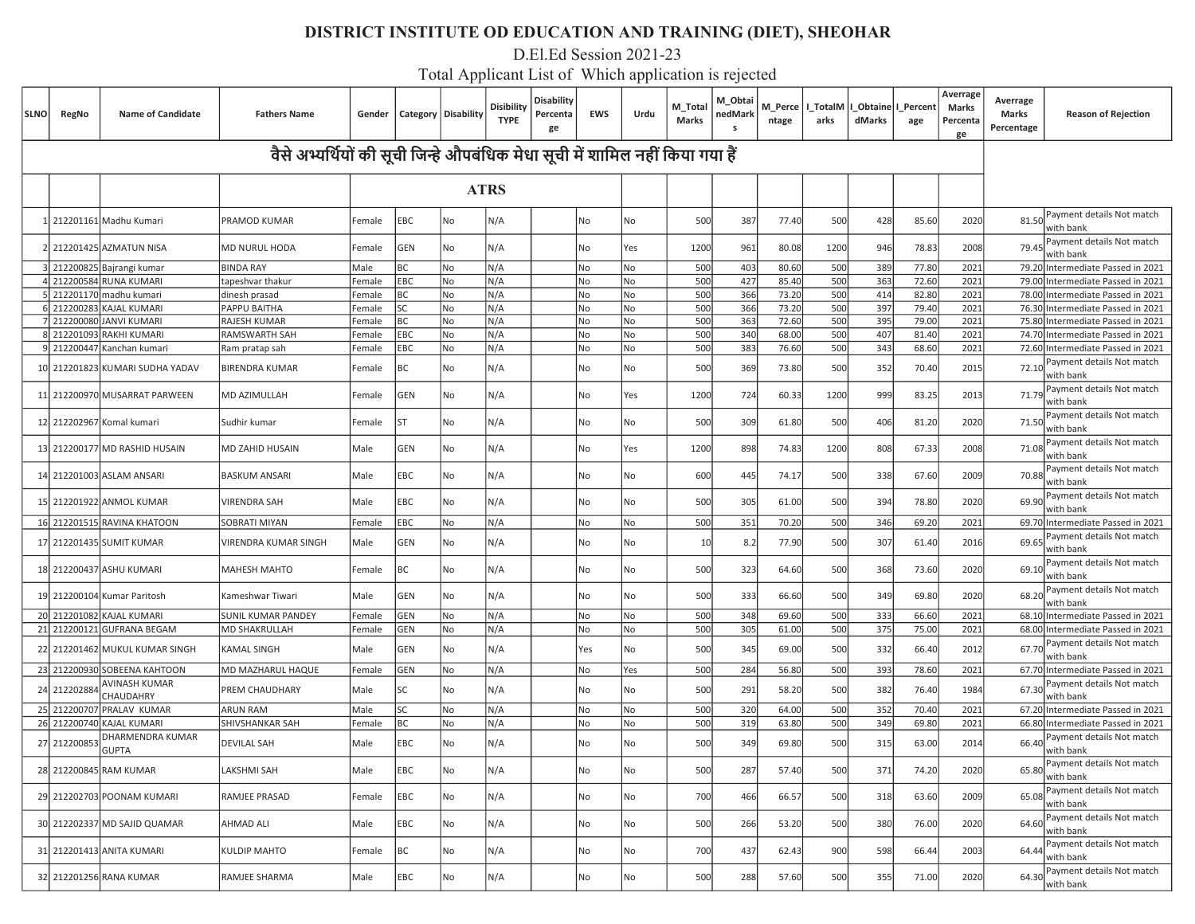# DISTRICT INSTITUTE OD EDUCATION AND TRAINING (DIET), SHEOHAR

D.El.Ed Session 2021-23

Total Applicant List of Which application is rejected

| SLNO | RegNo | Name of Candidate | Fathers Name | Gender | Category | Disability | Disibility TYPE | Disability Percentage | EWS | Urdu | M_Total Marks | M_ObtainedMarks | M_Percentage | I_TotalMarks | I_ObtainedMarks | I_Percentage | Averrage Marks Percentage | Averrage Marks Percentage | Reason of Rejection |
|---|---|---|---|---|---|---|---|---|---|---|---|---|---|---|---|---|---|---|---|
| वैसे अभ्यर्थियों की सूची जिन्हे औपबंधिक मेधा सूची में शामिल नहीं किया गया हैं | | | | | | | | | | | | | | | | | | | |
| | | | | ATRS | | | | | | | | | | | | | | | |
| 1 | 212201161 | Madhu Kumari | PRAMOD KUMAR | Female | EBC | No | N/A | | No | No | 500 | 387 | 77.40 | 500 | 428 | 85.60 | 2020 | 81.50 | Payment details Not match with bank |
| 2 | 212201425 | AZMATUN NISA | MD NURUL HODA | Female | GEN | No | N/A | | No | Yes | 1200 | 961 | 80.08 | 1200 | 946 | 78.83 | 2008 | 79.45 | Payment details Not match with bank |
| 3 | 212200825 | Bajrangi kumar | BINDA RAY | Male | BC | No | N/A | | No | No | 500 | 403 | 80.60 | 500 | 389 | 77.80 | 2021 | 79.20 | Intermediate Passed in 2021 |
| 4 | 212200584 | RUNA KUMARI | tapeshvar thakur | Female | EBC | No | N/A | | No | No | 500 | 427 | 85.40 | 500 | 363 | 72.60 | 2021 | 79.00 | Intermediate Passed in 2021 |
| 5 | 212201170 | madhu kumari | dinesh prasad | Female | BC | No | N/A | | No | No | 500 | 366 | 73.20 | 500 | 414 | 82.80 | 2021 | 78.00 | Intermediate Passed in 2021 |
| 6 | 212200283 | KAJAL KUMARI | PAPPU BAITHA | Female | SC | No | N/A | | No | No | 500 | 366 | 73.20 | 500 | 397 | 79.40 | 2021 | 76.30 | Intermediate Passed in 2021 |
| 7 | 212200080 | JANVI KUMARI | RAJESH KUMAR | Female | BC | No | N/A | | No | No | 500 | 363 | 72.60 | 500 | 395 | 79.00 | 2021 | 75.80 | Intermediate Passed in 2021 |
| 8 | 212201093 | RAKHI KUMARI | RAMSWARTH SAH | Female | EBC | No | N/A | | No | No | 500 | 340 | 68.00 | 500 | 407 | 81.40 | 2021 | 74.70 | Intermediate Passed in 2021 |
| 9 | 212200447 | Kanchan kumari | Ram pratap sah | Female | EBC | No | N/A | | No | No | 500 | 383 | 76.60 | 500 | 343 | 68.60 | 2021 | 72.60 | Intermediate Passed in 2021 |
| 10 | 212201823 | KUMARI SUDHA YADAV | BIRENDRA KUMAR | Female | BC | No | N/A | | No | No | 500 | 369 | 73.80 | 500 | 352 | 70.40 | 2015 | 72.10 | Payment details Not match with bank |
| 11 | 212200970 | MUSARRAT PARWEEN | MD AZIMULLAH | Female | GEN | No | N/A | | No | Yes | 1200 | 724 | 60.33 | 1200 | 999 | 83.25 | 2013 | 71.79 | Payment details Not match with bank |
| 12 | 212202967 | Komal kumari | Sudhir kumar | Female | ST | No | N/A | | No | No | 500 | 309 | 61.80 | 500 | 406 | 81.20 | 2020 | 71.50 | Payment details Not match with bank |
| 13 | 212200177 | MD RASHID HUSAIN | MD ZAHID HUSAIN | Male | GEN | No | N/A | | No | Yes | 1200 | 898 | 74.83 | 1200 | 808 | 67.33 | 2008 | 71.08 | Payment details Not match with bank |
| 14 | 212201003 | ASLAM ANSARI | BASKUM ANSARI | Male | EBC | No | N/A | | No | No | 600 | 445 | 74.17 | 500 | 338 | 67.60 | 2009 | 70.88 | Payment details Not match with bank |
| 15 | 212201922 | ANMOL KUMAR | VIRENDRA SAH | Male | EBC | No | N/A | | No | No | 500 | 305 | 61.00 | 500 | 394 | 78.80 | 2020 | 69.90 | Payment details Not match with bank |
| 16 | 212201515 | RAVINA KHATOON | SOBRATI MIYAN | Female | EBC | No | N/A | | No | No | 500 | 351 | 70.20 | 500 | 346 | 69.20 | 2021 | 69.70 | Intermediate Passed in 2021 |
| 17 | 212201435 | SUMIT KUMAR | VIRENDRA KUMAR SINGH | Male | GEN | No | N/A | | No | No | 10 | 8.2 | 77.90 | 500 | 307 | 61.40 | 2016 | 69.65 | Payment details Not match with bank |
| 18 | 212200437 | ASHU KUMARI | MAHESH MAHTO | Female | BC | No | N/A | | No | No | 500 | 323 | 64.60 | 500 | 368 | 73.60 | 2020 | 69.10 | Payment details Not match with bank |
| 19 | 212200104 | Kumar Paritosh | Kameshwar Tiwari | Male | GEN | No | N/A | | No | No | 500 | 333 | 66.60 | 500 | 349 | 69.80 | 2020 | 68.20 | Payment details Not match with bank |
| 20 | 212201082 | KAJAL KUMARI | SUNIL KUMAR PANDEY | Female | GEN | No | N/A | | No | No | 500 | 348 | 69.60 | 500 | 333 | 66.60 | 2021 | 68.10 | Intermediate Passed in 2021 |
| 21 | 212200121 | GUFRANA BEGAM | MD SHAKRULLAH | Female | GEN | No | N/A | | No | No | 500 | 305 | 61.00 | 500 | 375 | 75.00 | 2021 | 68.00 | Intermediate Passed in 2021 |
| 22 | 212201462 | MUKUL KUMAR SINGH | KAMAL SINGH | Male | GEN | No | N/A | | Yes | No | 500 | 345 | 69.00 | 500 | 332 | 66.40 | 2012 | 67.70 | Payment details Not match with bank |
| 23 | 212200930 | SOBEENA KAHTOON | MD MAZHARUL HAQUE | Female | GEN | No | N/A | | No | Yes | 500 | 284 | 56.80 | 500 | 393 | 78.60 | 2021 | 67.70 | Intermediate Passed in 2021 |
| 24 | 212202884 | AVINASH KUMAR CHAUDAHRY | PREM CHAUDHARY | Male | SC | No | N/A | | No | No | 500 | 291 | 58.20 | 500 | 382 | 76.40 | 1984 | 67.30 | Payment details Not match with bank |
| 25 | 212200707 | PRALAV KUMAR | ARUN RAM | Male | SC | No | N/A | | No | No | 500 | 320 | 64.00 | 500 | 352 | 70.40 | 2021 | 67.20 | Intermediate Passed in 2021 |
| 26 | 212200740 | KAJAL KUMARI | SHIVSHANKAR SAH | Female | BC | No | N/A | | No | No | 500 | 319 | 63.80 | 500 | 349 | 69.80 | 2021 | 66.80 | Intermediate Passed in 2021 |
| 27 | 212200853 | DHARMENDRA KUMAR GUPTA | DEVILAL SAH | Male | EBC | No | N/A | | No | No | 500 | 349 | 69.80 | 500 | 315 | 63.00 | 2014 | 66.40 | Payment details Not match with bank |
| 28 | 212200845 | RAM KUMAR | LAKSHMI SAH | Male | EBC | No | N/A | | No | No | 500 | 287 | 57.40 | 500 | 371 | 74.20 | 2020 | 65.80 | Payment details Not match with bank |
| 29 | 212202703 | POONAM KUMARI | RAMJEE PRASAD | Female | EBC | No | N/A | | No | No | 700 | 466 | 66.57 | 500 | 318 | 63.60 | 2009 | 65.08 | Payment details Not match with bank |
| 30 | 212202337 | MD SAJID QUAMAR | AHMAD ALI | Male | EBC | No | N/A | | No | No | 500 | 266 | 53.20 | 500 | 380 | 76.00 | 2020 | 64.60 | Payment details Not match with bank |
| 31 | 212201413 | ANITA KUMARI | KULDIP MAHTO | Female | BC | No | N/A | | No | No | 700 | 437 | 62.43 | 900 | 598 | 66.44 | 2003 | 64.44 | Payment details Not match with bank |
| 32 | 212201256 | RANA KUMAR | RAMJEE SHARMA | Male | EBC | No | N/A | | No | No | 500 | 288 | 57.60 | 500 | 355 | 71.00 | 2020 | 64.30 | Payment details Not match with bank |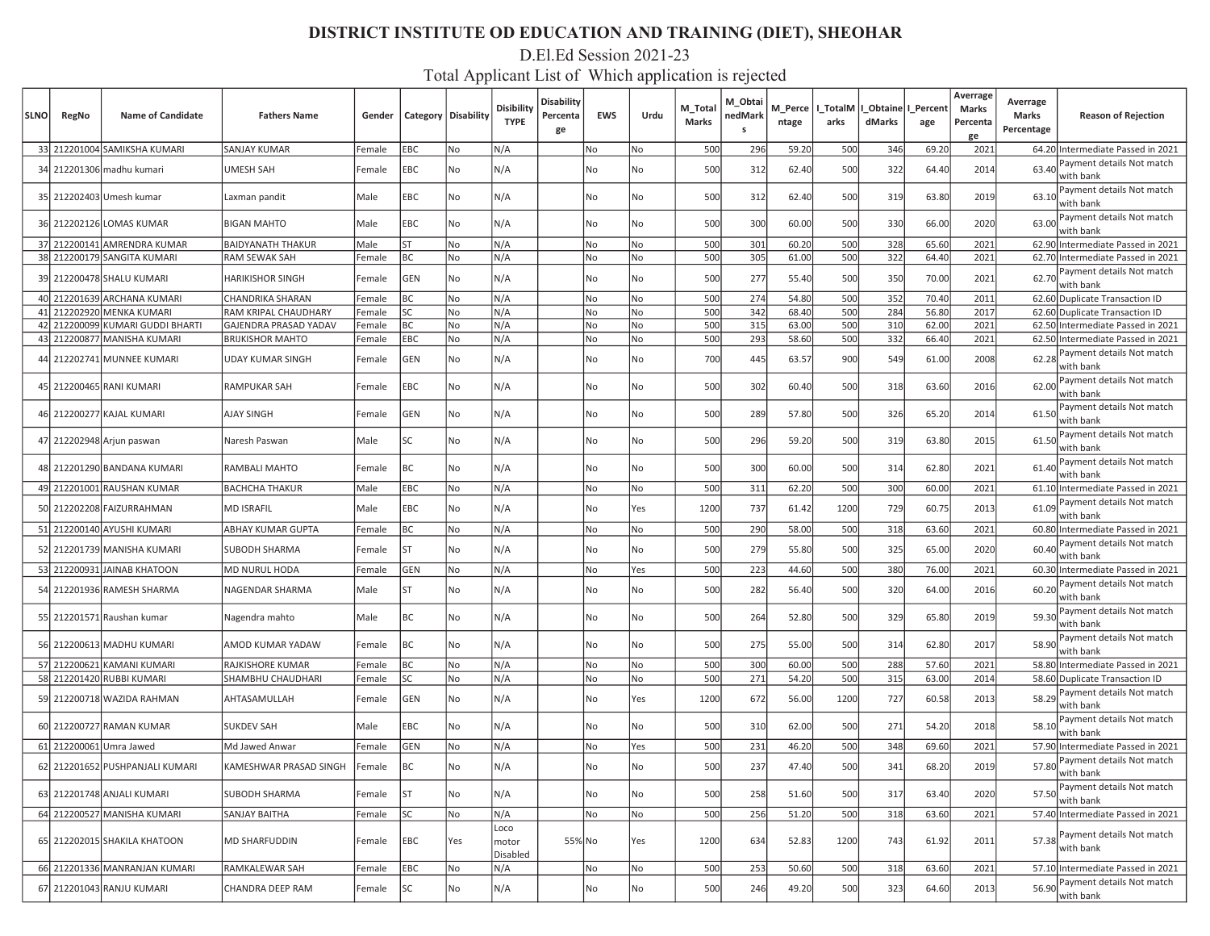# DISTRICT INSTITUTE OD EDUCATION AND TRAINING (DIET), SHEOHAR

## D.El.Ed Session 2021-23

### Total Applicant List of Which application is rejected

| SLNO | RegNo | Name of Candidate | Fathers Name | Gender | Category | Disability | Disbility TYPE | Disability Percentage | EWS | Urdu | M_Total Marks | M_ObtainedMarks | M_Percentage | I_TotalMarks | I_ObtainedMarks | I_Percentage | Avarrage Marks Percentage | Avarrage Marks Percentage | Reason of Rejection |
|---|---|---|---|---|---|---|---|---|---|---|---|---|---|---|---|---|---|---|---|
| 33 | 212201004 | SAMIKSHA KUMARI | SANJAY KUMAR | Female | EBC | No | N/A | | No | No | 500 | 296 | 59.20 | 500 | 346 | 69.20 | 2021 | 64.20 | Intermediate Passed in 2021 |
| 34 | 212201306 | madhu kumari | UMESH SAH | Female | EBC | No | N/A | | No | No | 500 | 312 | 62.40 | 500 | 322 | 64.40 | 2014 | 63.40 | Payment details Not match with bank |
| 35 | 212202403 | Umesh kumar | Laxman pandit | Male | EBC | No | N/A | | No | No | 500 | 312 | 62.40 | 500 | 319 | 63.80 | 2019 | 63.10 | Payment details Not match with bank |
| 36 | 212202126 | LOMAS KUMAR | BIGAN MAHTO | Male | EBC | No | N/A | | No | No | 500 | 300 | 60.00 | 500 | 330 | 66.00 | 2020 | 63.00 | Payment details Not match with bank |
| 37 | 212200141 | AMRENDRA KUMAR | BAIDYANATH THAKUR | Male | ST | No | N/A | | No | No | 500 | 301 | 60.20 | 500 | 328 | 65.60 | 2021 | 62.90 | Intermediate Passed in 2021 |
| 38 | 212200179 | SANGITA KUMARI | RAM SEWAK SAH | Female | BC | No | N/A | | No | No | 500 | 305 | 61.00 | 500 | 322 | 64.40 | 2021 | 62.70 | Intermediate Passed in 2021 |
| 39 | 212200478 | SHALU KUMARI | HARIKISHOR SINGH | Female | GEN | No | N/A | | No | No | 500 | 277 | 55.40 | 500 | 350 | 70.00 | 2021 | 62.70 | Payment details Not match with bank |
| 40 | 212201639 | ARCHANA KUMARI | CHANDRIKA SHARAN | Female | BC | No | N/A | | No | No | 500 | 274 | 54.80 | 500 | 352 | 70.40 | 2011 | 62.60 | Duplicate Transaction ID |
| 41 | 212202920 | MENKA KUMARI | RAM KRIPAL CHAUDHARY | Female | SC | No | N/A | | No | No | 500 | 342 | 68.40 | 500 | 284 | 56.80 | 2017 | 62.60 | Duplicate Transaction ID |
| 42 | 212200099 | KUMARI GUDDI BHARTI | GAJENDRA PRASAD YADAV | Female | BC | No | N/A | | No | No | 500 | 315 | 63.00 | 500 | 310 | 62.00 | 2021 | 62.50 | Intermediate Passed in 2021 |
| 43 | 212200877 | MANISHA KUMARI | BRIJKISHOR MAHTO | Female | EBC | No | N/A | | No | No | 500 | 293 | 58.60 | 500 | 332 | 66.40 | 2021 | 62.50 | Intermediate Passed in 2021 |
| 44 | 212202741 | MUNNEE KUMARI | UDAY KUMAR SINGH | Female | GEN | No | N/A | | No | No | 700 | 445 | 63.57 | 900 | 549 | 61.00 | 2008 | 62.28 | Payment details Not match with bank |
| 45 | 212200465 | RANI KUMARI | RAMPUKAR SAH | Female | EBC | No | N/A | | No | No | 500 | 302 | 60.40 | 500 | 318 | 63.60 | 2016 | 62.00 | Payment details Not match with bank |
| 46 | 212200277 | KAJAL KUMARI | AJAY SINGH | Female | GEN | No | N/A | | No | No | 500 | 289 | 57.80 | 500 | 326 | 65.20 | 2014 | 61.50 | Payment details Not match with bank |
| 47 | 212202948 | Arjun paswan | Naresh Paswan | Male | SC | No | N/A | | No | No | 500 | 296 | 59.20 | 500 | 319 | 63.80 | 2015 | 61.50 | Payment details Not match with bank |
| 48 | 212201290 | BANDANA KUMARI | RAMBALI MAHTO | Female | BC | No | N/A | | No | No | 500 | 300 | 60.00 | 500 | 314 | 62.80 | 2021 | 61.40 | Payment details Not match with bank |
| 49 | 212201001 | RAUSHAN KUMAR | BACHCHA THAKUR | Male | EBC | No | N/A | | No | No | 500 | 311 | 62.20 | 500 | 300 | 60.00 | 2021 | 61.10 | Intermediate Passed in 2021 |
| 50 | 212202208 | FAIZURRAHMAN | MD ISRAFIL | Male | EBC | No | N/A | | No | Yes | 1200 | 737 | 61.42 | 1200 | 729 | 60.75 | 2013 | 61.09 | Payment details Not match with bank |
| 51 | 212200140 | AYUSHI KUMARI | ABHAY KUMAR GUPTA | Female | BC | No | N/A | | No | No | 500 | 290 | 58.00 | 500 | 318 | 63.60 | 2021 | 60.80 | Intermediate Passed in 2021 |
| 52 | 212201739 | MANISHA KUMARI | SUBODH SHARMA | Female | ST | No | N/A | | No | No | 500 | 279 | 55.80 | 500 | 325 | 65.00 | 2020 | 60.40 | Payment details Not match with bank |
| 53 | 212200931 | JAINAB KHATOON | MD NURUL HODA | Female | GEN | No | N/A | | No | Yes | 500 | 223 | 44.60 | 500 | 380 | 76.00 | 2021 | 60.30 | Intermediate Passed in 2021 |
| 54 | 212201936 | RAMESH SHARMA | NAGENDAR SHARMA | Male | ST | No | N/A | | No | No | 500 | 282 | 56.40 | 500 | 320 | 64.00 | 2016 | 60.20 | Payment details Not match with bank |
| 55 | 212201571 | Raushan kumar | Nagendra mahto | Male | BC | No | N/A | | No | No | 500 | 264 | 52.80 | 500 | 329 | 65.80 | 2019 | 59.30 | Payment details Not match with bank |
| 56 | 212200613 | MADHU KUMARI | AMOD KUMAR YADAW | Female | BC | No | N/A | | No | No | 500 | 275 | 55.00 | 500 | 314 | 62.80 | 2017 | 58.90 | Payment details Not match with bank |
| 57 | 212200621 | KAMANI KUMARI | RAJKISHORE KUMAR | Female | BC | No | N/A | | No | No | 500 | 300 | 60.00 | 500 | 288 | 57.60 | 2021 | 58.80 | Intermediate Passed in 2021 |
| 58 | 212201420 | RUBBI KUMARI | SHAMBHU CHAUDHARI | Female | SC | No | N/A | | No | No | 500 | 271 | 54.20 | 500 | 315 | 63.00 | 2014 | 58.60 | Duplicate Transaction ID |
| 59 | 212200718 | WAZIDA RAHMAN | AHTASAMULLAH | Female | GEN | No | N/A | | No | Yes | 1200 | 672 | 56.00 | 1200 | 727 | 60.58 | 2013 | 58.29 | Payment details Not match with bank |
| 60 | 212200727 | RAMAN KUMAR | SUKDEV SAH | Male | EBC | No | N/A | | No | No | 500 | 310 | 62.00 | 500 | 271 | 54.20 | 2018 | 58.10 | Payment details Not match with bank |
| 61 | 212200061 | Umra Jawed | Md Jawed Anwar | Female | GEN | No | N/A | | No | Yes | 500 | 231 | 46.20 | 500 | 348 | 69.60 | 2021 | 57.90 | Intermediate Passed in 2021 |
| 62 | 212201652 | PUSHPANJALI KUMARI | KAMESHWAR PRASAD SINGH | Female | BC | No | N/A | | No | No | 500 | 237 | 47.40 | 500 | 341 | 68.20 | 2019 | 57.80 | Payment details Not match with bank |
| 63 | 212201748 | ANJALI KUMARI | SUBODH SHARMA | Female | ST | No | N/A | | No | No | 500 | 258 | 51.60 | 500 | 317 | 63.40 | 2020 | 57.50 | Payment details Not match with bank |
| 64 | 212200527 | MANISHA KUMARI | SANJAY BAITHA | Female | SC | No | N/A | | No | No | 500 | 256 | 51.20 | 500 | 318 | 63.60 | 2021 | 57.40 | Intermediate Passed in 2021 |
| 65 | 212202015 | SHAKILA KHATOON | MD SHARFUDDIN | Female | EBC | Yes | Loco motor Disabled | 55% | No | Yes | 1200 | 634 | 52.83 | 1200 | 743 | 61.92 | 2011 | 57.38 | Payment details Not match with bank |
| 66 | 212201336 | MANRANJAN KUMARI | RAMKALEWAR SAH | Female | EBC | No | N/A | | No | No | 500 | 253 | 50.60 | 500 | 318 | 63.60 | 2021 | 57.10 | Intermediate Passed in 2021 |
| 67 | 212201043 | RANJU KUMARI | CHANDRA DEEP RAM | Female | SC | No | N/A | | No | No | 500 | 246 | 49.20 | 500 | 323 | 64.60 | 2013 | 56.90 | Payment details Not match with bank |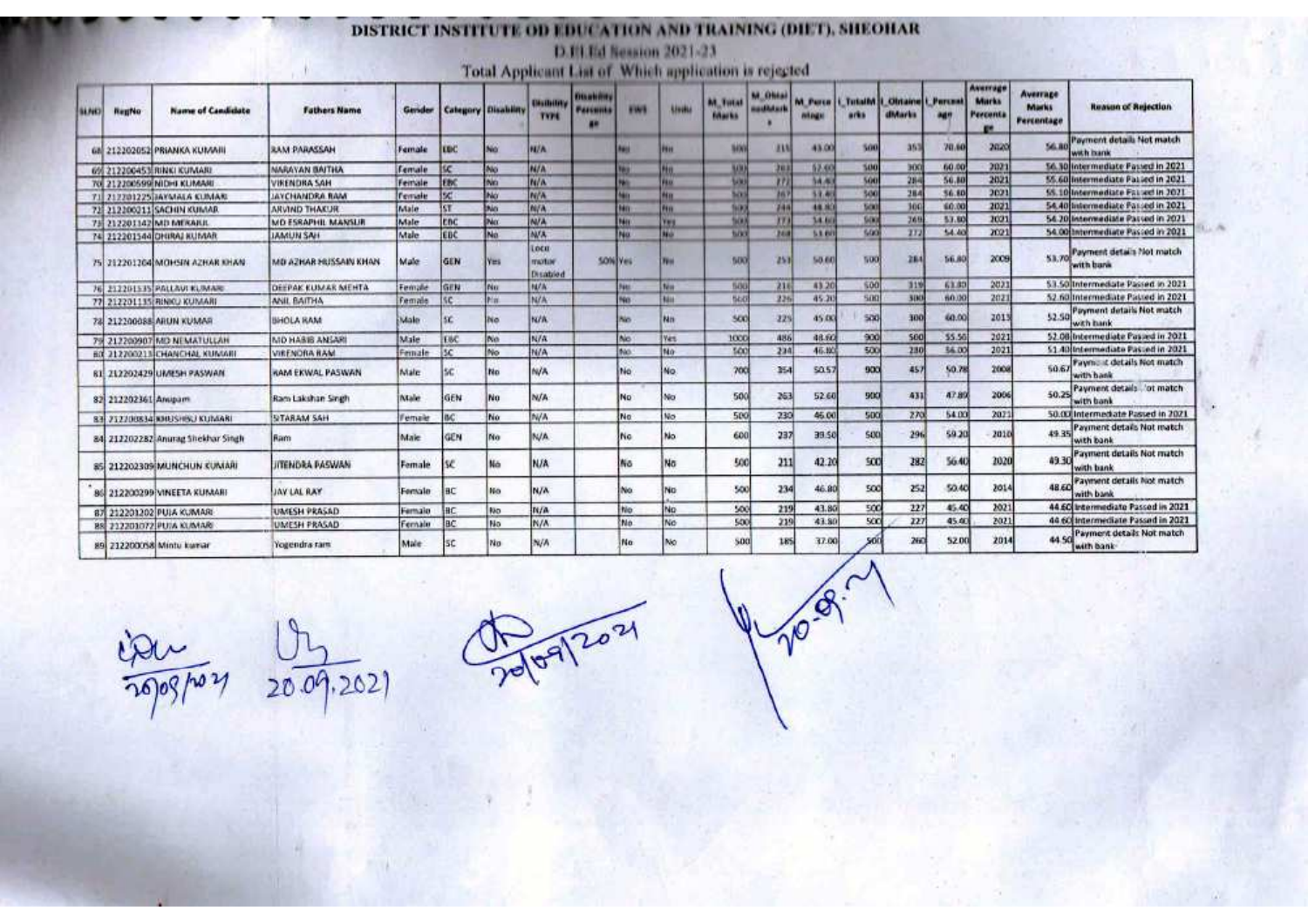# DISTRICT INSTITUTE OD EDUCATION AND TRAINING (DIET), SHEOHAR

D.El.Ed Session 2021-23

Total Applicant List of Which application is rejected

| SLNO | RegNo | Name of Candidate | Fathers Name | Gender | Category | Disability | Disability TYPE | Disability Percentage | EWS | Urdu | M_Total Marks | M_Obtained Mark | M_Percentage | I_TotalMarks | I_ObtainedMarks | I_Percentage | Average Marks Percentage | Average Marks Percentage | Reason of Rejection |
|---|---|---|---|---|---|---|---|---|---|---|---|---|---|---|---|---|---|---|---|
| 68 | 212202052 | PRIANKA KUMARI | RAM PARASSAH | Female | EBC | No | N/A | | No | No | 500 | 215 | 43.00 | 500 | 353 | 70.60 | 2020 | 56.80 | Payment details Not match with bank |
| 69 | 212200453 | RINKI KUMARI | NARAYAN BAITHA | Female | SC | No | N/A | | No | No | 500 | 263 | 52.60 | 500 | 300 | 60.00 | 2021 | 56.30 | Intermediate Passed in 2021 |
| 70 | 212200599 | NIDHI KUMARI | VIRENDRA SAH | Female | EBC | No | N/A | | No | No | 500 | 272 | 54.40 | 500 | 284 | 56.80 | 2021 | 55.60 | Intermediate Passed in 2021 |
| 71 | 212201225 | JAYMALA KUMARI | JAYCHANDRA RAM | Female | SC | No | N/A | | No | No | 500 | 267 | 53.40 | 500 | 284 | 56.80 | 2021 | 55.10 | Intermediate Passed in 2021 |
| 72 | 212200211 | SACHIN KUMAR | ARVIND THAKUR | Male | ST | No | N/A | | No | No | 500 | 244 | 48.80 | 500 | 300 | 60.00 | 2021 | 54.40 | Intermediate Passed in 2021 |
| 73 | 212201142 | MD MERAJUL | MD ESRAPHIL MANSUR | Male | EBC | No | N/A | | No | Yes | 500 | 273 | 54.60 | 500 | 269 | 53.80 | 2021 | 54.20 | Intermediate Passed in 2021 |
| 74 | 212201544 | DHIRAJ KUMAR | JAMUN SAH | Male | EBC | No | N/A | | No | No | 500 | 268 | 53.60 | 500 | 272 | 54.40 | 2021 | 54.00 | Intermediate Passed in 2021 |
| 75 | 212201204 | MOHSIN AZHAR KHAN | MD AZHAR HUSSAIN KHAN | Male | GEN | Yes | Loco motor Disabled | 50% | Yes | No | 500 | 253 | 50.60 | 500 | 284 | 56.80 | 2009 | 53.70 | Payment details Not match with bank |
| 76 | 212201535 | PALLAVI KUMARI | DEEPAK KUMAR MEHTA | Female | GEN | No | N/A | | No | No | 500 | 216 | 43.20 | 500 | 319 | 63.80 | 2021 | 53.50 | Intermediate Passed in 2021 |
| 77 | 212201135 | RINKU KUMARI | ANIL BAITHA | Female | SC | No | N/A | | No | No | 500 | 226 | 45.20 | 500 | 300 | 60.00 | 2021 | 52.60 | Intermediate Passed in 2021 |
| 78 | 212200088 | ARUN KUMAR | BHOLA RAM | Male | SC | No | N/A | | No | No | 500 | 225 | 45.00 | 500 | 300 | 60.00 | 2013 | 52.50 | Payment details Not match with bank |
| 79 | 212200907 | MD NEMATULLAH | MD HABIB ANSARI | Male | EBC | No | N/A | | No | Yes | 1000 | 486 | 48.60 | 900 | 500 | 55.56 | 2021 | 52.08 | Intermediate Passed in 2021 |
| 80 | 212200213 | CHANCHAL KUMARI | VIRENDRA RAM | Female | SC | No | N/A | | No | No | 500 | 234 | 46.80 | 500 | 280 | 56.00 | 2021 | 51.40 | Intermediate Passed in 2021 |
| 81 | 212202429 | UMESH PASWAN | RAM EKWAL PASWAN | Male | SC | No | N/A | | No | No | 700 | 354 | 50.57 | 900 | 457 | 50.78 | 2008 | 50.67 | Payment details Not match with bank |
| 82 | 212202361 | Anupam | Ram Lakshan Singh | Male | GEN | No | N/A | | No | No | 500 | 263 | 52.60 | 900 | 431 | 47.89 | 2006 | 50.25 | Payment details Not match with bank |
| 83 | 212200834 | KHUSHBU KUMARI | SITARAM SAH | Female | BC | No | N/A | | No | No | 500 | 230 | 46.00 | 500 | 270 | 54.00 | 2021 | 50.00 | Intermediate Passed in 2021 |
| 84 | 212202282 | Anurag Shekhar Singh | Ram | Male | GEN | No | N/A | | No | No | 600 | 237 | 39.50 | 500 | 296 | 59.20 | 2010 | 49.35 | Payment details Not match with bank |
| 85 | 212202309 | MUNCHUN KUMARI | JITENDRA PASWAN | Female | SC | No | N/A | | No | No | 500 | 211 | 42.20 | 500 | 282 | 56.40 | 2020 | 49.30 | Payment details Not match with bank |
| 86 | 212200299 | VINEETA KUMARI | JAY LAL RAY | Female | BC | No | N/A | | No | No | 500 | 234 | 46.80 | 500 | 252 | 50.40 | 2014 | 48.60 | Payment details Not match with bank |
| 87 | 212201202 | PUJA KUMARI | UMESH PRASAD | Female | BC | No | N/A | | No | No | 500 | 219 | 43.80 | 500 | 227 | 45.40 | 2021 | 44.60 | Intermediate Passed in 2021 |
| 88 | 212201072 | PUJA KUMARI | UMESH PRASAD | Female | BC | No | N/A | | No | No | 500 | 219 | 43.80 | 500 | 227 | 45.40 | 2021 | 44.60 | Intermediate Passed in 2021 |
| 89 | 212200058 | Mintu kumar | Yogendra ram | Male | SC | No | N/A | | No | No | 500 | 185 | 37.00 | 500 | 260 | 52.00 | 2014 | 44.50 | Payment details Not match with bank |

20/09/2021 &nbsp;&nbsp; 20.09.2021 &nbsp;&nbsp; 20/09/2021 &nbsp;&nbsp; 20-09-21